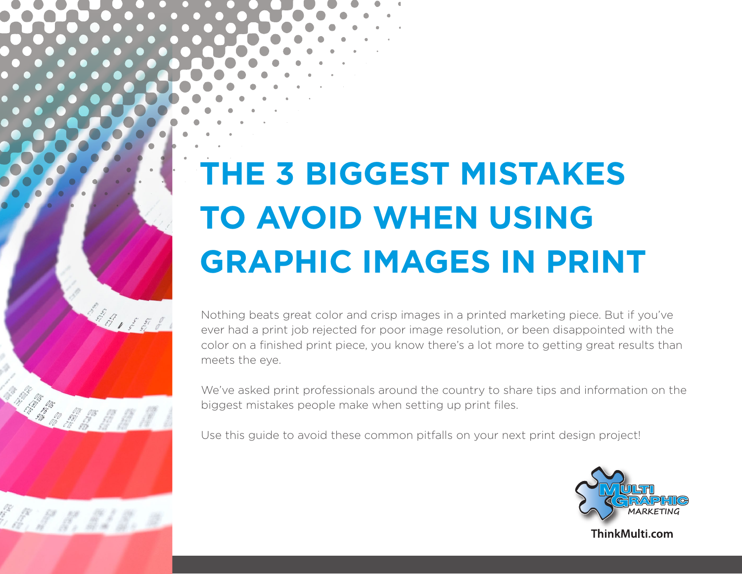# THE 3 BIGGEST MISTAKES TO AVOID WHEN USING GRAPHIC IMAGES IN PRINT

Nothing beats great color and crisp images in a printed marketing piece. But if you've ever had a print job rejected for poor image resolution, or been disappointed with the color on a finished print piece, you know there's a lot more to getting great results than meets the eye.

We've asked print professionals around the country to share tips and information on the biggest mistakes people make when setting up print files.

Use this guide to avoid these common pitfalls on your next print design project!

MULTI GRAPHIC MARKETING

ThinkMulti.com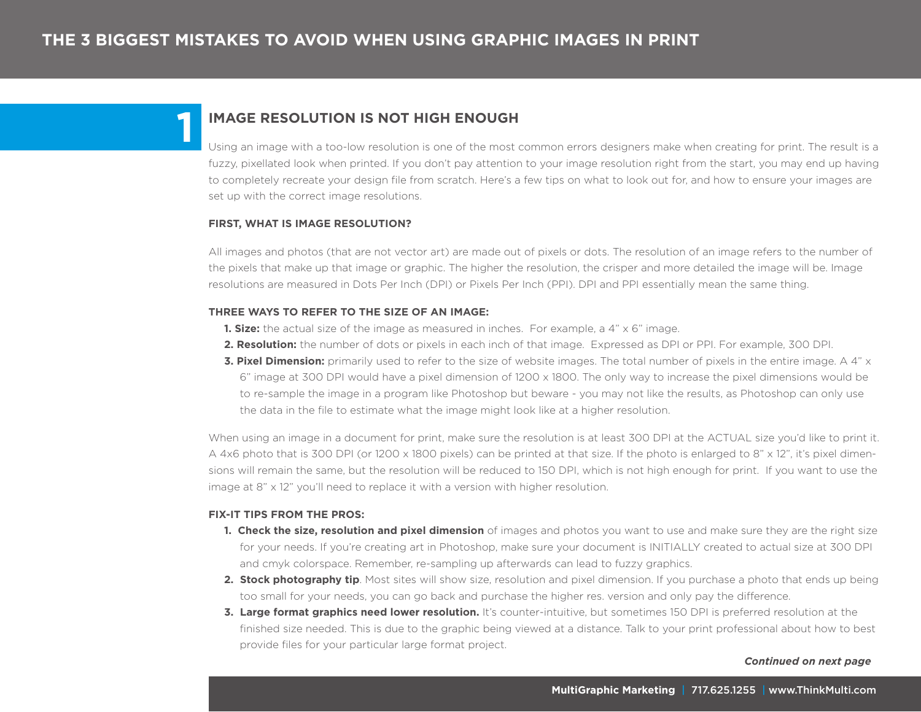# THE 3 BIGGEST MISTAKES TO AVOID WHEN USING GRAPHIC IMAGES IN PRINT

## 1 IMAGE RESOLUTION IS NOT HIGH ENOUGH

Using an image with a too-low resolution is one of the most common errors designers make when creating for print. The result is a fuzzy, pixellated look when printed. If you don't pay attention to your image resolution right from the start, you may end up having to completely recreate your design file from scratch. Here's a few tips on what to look out for, and how to ensure your images are set up with the correct image resolutions.

### FIRST, WHAT IS IMAGE RESOLUTION?

All images and photos (that are not vector art) are made out of pixels or dots. The resolution of an image refers to the number of the pixels that make up that image or graphic. The higher the resolution, the crisper and more detailed the image will be. Image resolutions are measured in Dots Per Inch (DPI) or Pixels Per Inch (PPI). DPI and PPI essentially mean the same thing.

### THREE WAYS TO REFER TO THE SIZE OF AN IMAGE:

1. **Size:** the actual size of the image as measured in inches. For example, a 4" x 6" image.
2. **Resolution:** the number of dots or pixels in each inch of that image. Expressed as DPI or PPI. For example, 300 DPI.
3. **Pixel Dimension:** primarily used to refer to the size of website images. The total number of pixels in the entire image. A 4" x 6" image at 300 DPI would have a pixel dimension of 1200 x 1800. The only way to increase the pixel dimensions would be to re-sample the image in a program like Photoshop but beware - you may not like the results, as Photoshop can only use the data in the file to estimate what the image might look like at a higher resolution.

When using an image in a document for print, make sure the resolution is at least 300 DPI at the ACTUAL size you'd like to print it. A 4x6 photo that is 300 DPI (or 1200 x 1800 pixels) can be printed at that size. If the photo is enlarged to 8" x 12", it's pixel dimensions will remain the same, but the resolution will be reduced to 150 DPI, which is not high enough for print. If you want to use the image at 8" x 12" you'll need to replace it with a version with higher resolution.

### FIX-IT TIPS FROM THE PROS:

1. **Check the size, resolution and pixel dimension** of images and photos you want to use and make sure they are the right size for your needs. If you're creating art in Photoshop, make sure your document is INITIALLY created to actual size at 300 DPI and cmyk colorspace. Remember, re-sampling up afterwards can lead to fuzzy graphics.
2. **Stock photography tip**. Most sites will show size, resolution and pixel dimension. If you purchase a photo that ends up being too small for your needs, you can go back and purchase the higher res. version and only pay the difference.
3. **Large format graphics need lower resolution.** It's counter-intuitive, but sometimes 150 DPI is preferred resolution at the finished size needed. This is due to the graphic being viewed at a distance. Talk to your print professional about how to best provide files for your particular large format project.

***Continued on next page***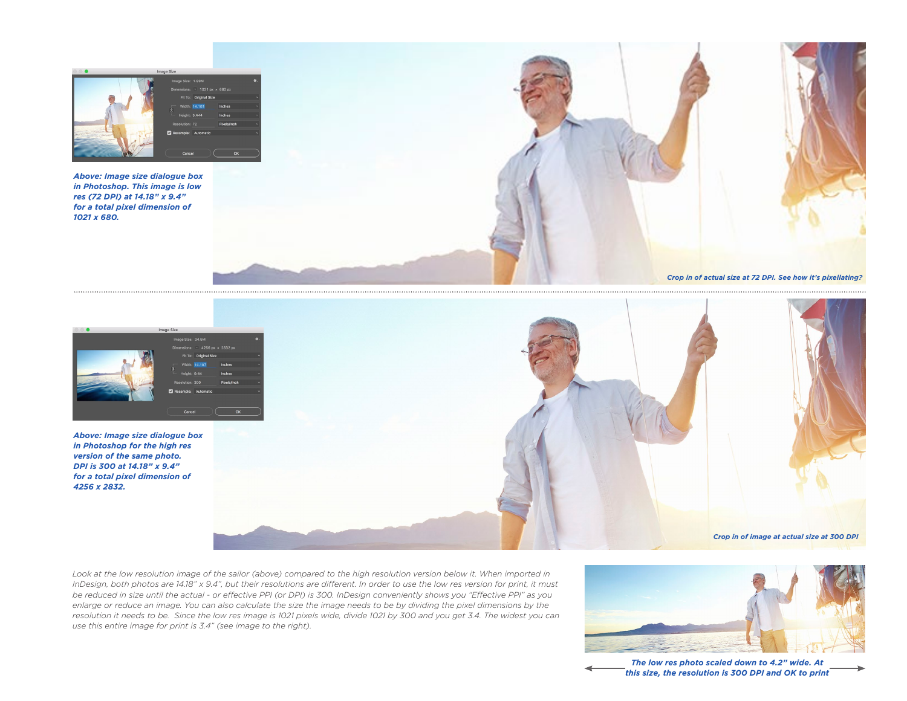*Above: Image size dialogue box in Photoshop. This image is low res (72 DPI) at 14.18" x 9.4" for a total pixel dimension of 1021 x 680.*

*Crop in of actual size at 72 DPI. See how it's pixellating?*

*Above: Image size dialogue box in Photoshop for the high res version of the same photo. DPI is 300 at 14.18" x 9.4" for a total pixel dimension of 4256 x 2832.*

*Crop in of image at actual size at 300 DPI*

*Look at the low resolution image of the sailor (above) compared to the high resolution version below it. When imported in InDesign, both photos are 14.18" x 9.4", but their resolutions are different. In order to use the low res version for print, it must be reduced in size until the actual - or effective PPI (or DPI) is 300. InDesign conveniently shows you "Effective PPI" as you enlarge or reduce an image. You can also calculate the size the image needs to be by dividing the pixel dimensions by the resolution it needs to be. Since the low res image is 1021 pixels wide, divide 1021 by 300 and you get 3.4. The widest you can use this entire image for print is 3.4" (see image to the right).*

*The low res photo scaled down to 4.2" wide. At this size, the resolution is 300 DPI and OK to print*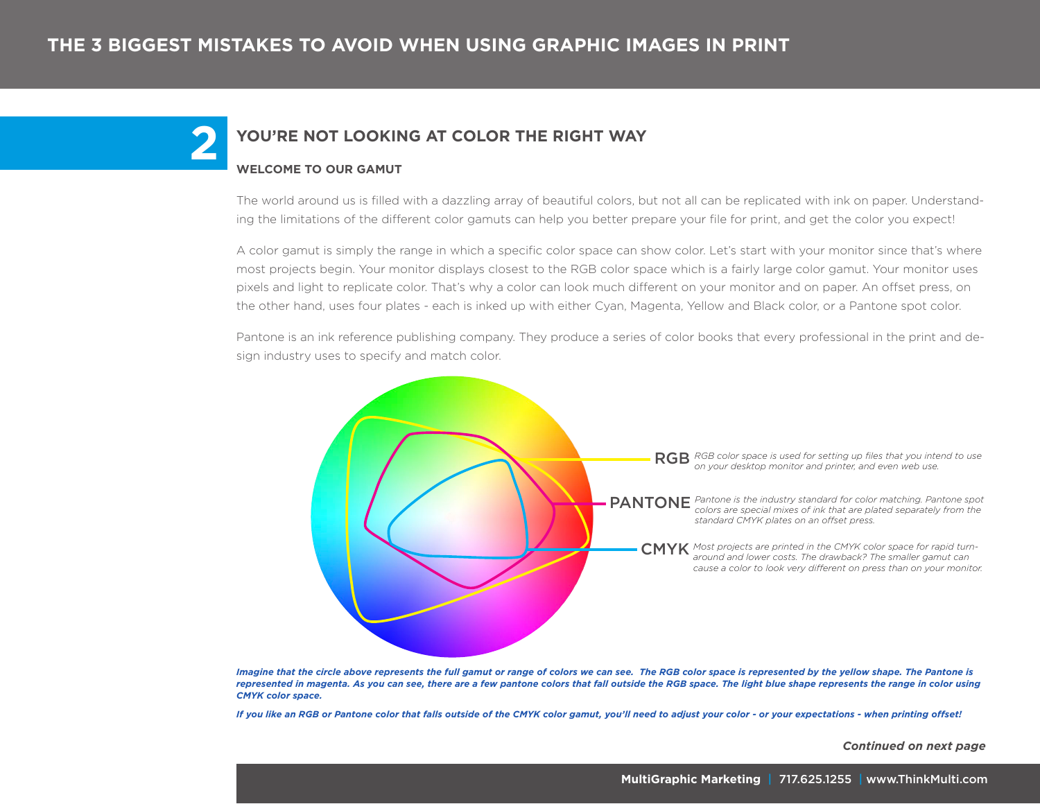## 2 YOU'RE NOT LOOKING AT COLOR THE RIGHT WAY

### WELCOME TO OUR GAMUT

The world around us is filled with a dazzling array of beautiful colors, but not all can be replicated with ink on paper. Understanding the limitations of the different color gamuts can help you better prepare your file for print, and get the color you expect!

A color gamut is simply the range in which a specific color space can show color. Let's start with your monitor since that's where most projects begin. Your monitor displays closest to the RGB color space which is a fairly large color gamut. Your monitor uses pixels and light to replicate color. That's why a color can look much different on your monitor and on paper. An offset press, on the other hand, uses four plates - each is inked up with either Cyan, Magenta, Yellow and Black color, or a Pantone spot color.

Pantone is an ink reference publishing company. They produce a series of color books that every professional in the print and design industry uses to specify and match color.

**RGB** *RGB color space is used for setting up files that you intend to use on your desktop monitor and printer, and even web use.*

**PANTONE** *Pantone is the industry standard for color matching. Pantone spot colors are special mixes of ink that are plated separately from the standard CMYK plates on an offset press.*

**CMYK** *Most projects are printed in the CMYK color space for rapid turn-around and lower costs. The drawback? The smaller gamut can cause a color to look very different on press than on your monitor.*

***Imagine that the circle above represents the full gamut or range of colors we can see. The RGB color space is represented by the yellow shape. The Pantone is represented in magenta. As you can see, there are a few pantone colors that fall outside the RGB space. The light blue shape represents the range in color using CMYK color space.***

***If you like an RGB or Pantone color that falls outside of the CMYK color gamut, you'll need to adjust your color - or your expectations - when printing offset!***

***Continued on next page***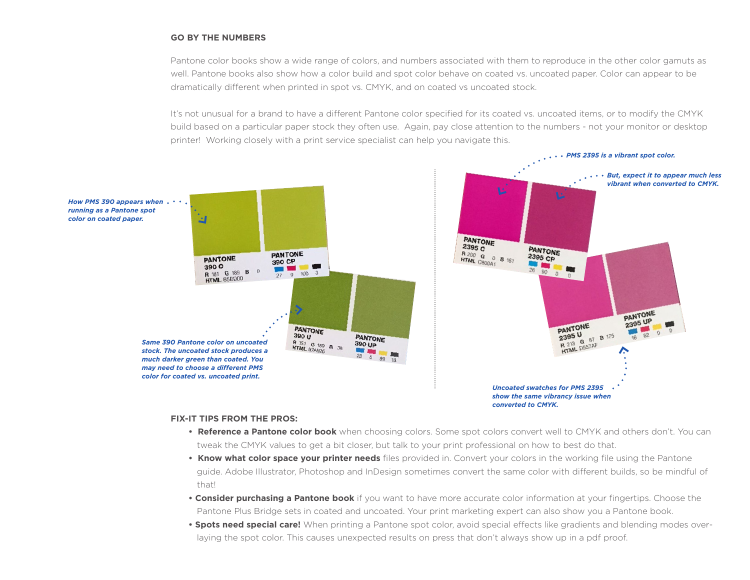## GO BY THE NUMBERS

Pantone color books show a wide range of colors, and numbers associated with them to reproduce in the other color gamuts as well. Pantone books also show how a color build and spot color behave on coated vs. uncoated paper. Color can appear to be dramatically different when printed in spot vs. CMYK, and on coated vs uncoated stock.

It's not unusual for a brand to have a different Pantone color specified for its coated vs. uncoated items, or to modify the CMYK build based on a particular paper stock they often use. Again, pay close attention to the numbers - not your monitor or desktop printer! Working closely with a print service specialist can help you navigate this.

*How PMS 390 appears when running as a Pantone spot color on coated paper.*

*Same 390 Pantone color on uncoated stock. The uncoated stock produces a much darker green than coated. You may need to choose a different PMS color for coated vs. uncoated print.*

*PMS 2395 is a vibrant spot color.*

*But, expect it to appear much less vibrant when converted to CMYK.*

*Uncoated swatches for PMS 2395 show the same vibrancy issue when converted to CMYK.*

## FIX-IT TIPS FROM THE PROS:

- **Reference a Pantone color book** when choosing colors. Some spot colors convert well to CMYK and others don't. You can tweak the CMYK values to get a bit closer, but talk to your print professional on how to best do that.
- **Know what color space your printer needs** files provided in. Convert your colors in the working file using the Pantone guide. Adobe Illustrator, Photoshop and InDesign sometimes convert the same color with different builds, so be mindful of that!
- **Consider purchasing a Pantone book** if you want to have more accurate color information at your fingertips. Choose the Pantone Plus Bridge sets in coated and uncoated. Your print marketing expert can also show you a Pantone book.
- **Spots need special care!** When printing a Pantone spot color, avoid special effects like gradients and blending modes over-laying the spot color. This causes unexpected results on press that don't always show up in a pdf proof.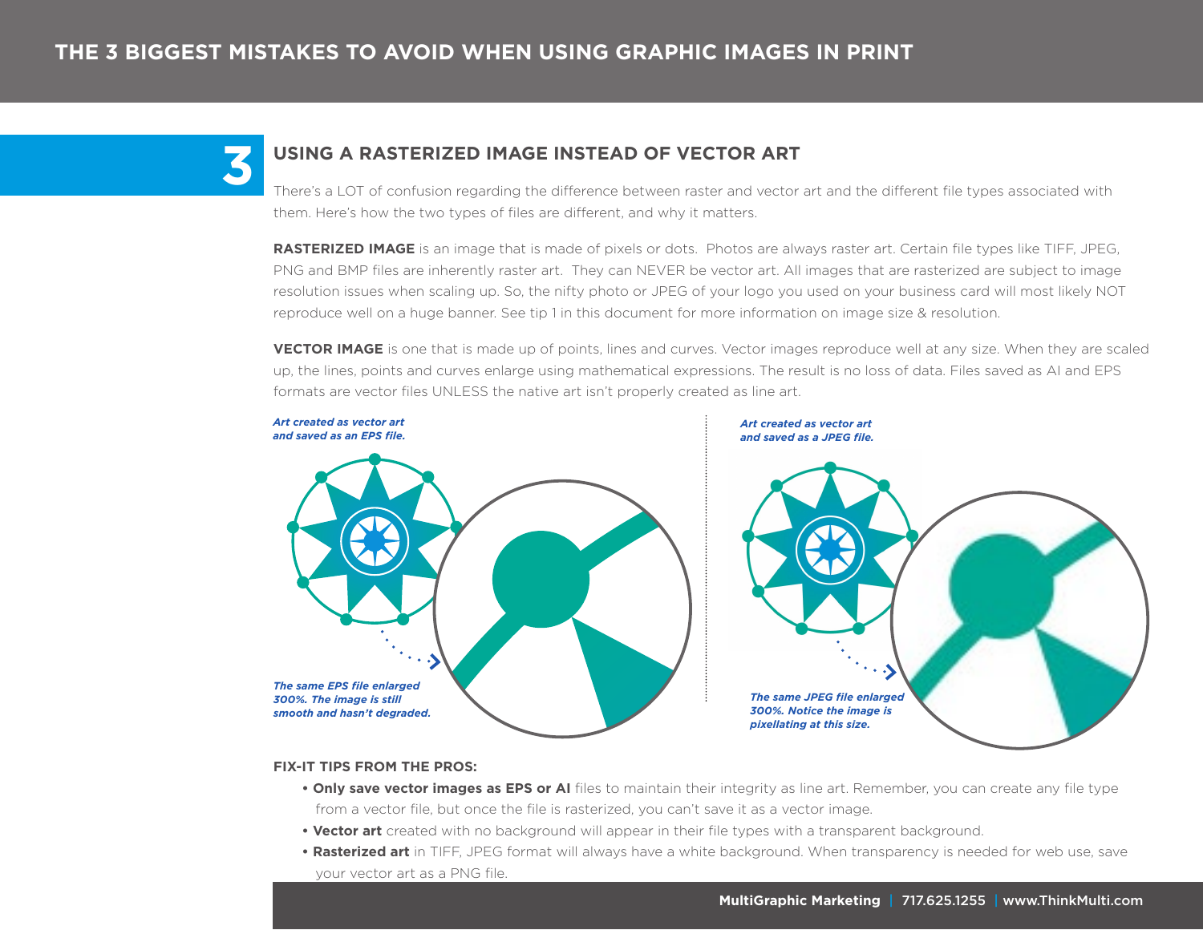# THE 3 BIGGEST MISTAKES TO AVOID WHEN USING GRAPHIC IMAGES IN PRINT

## 3 USING A RASTERIZED IMAGE INSTEAD OF VECTOR ART

There's a LOT of confusion regarding the difference between raster and vector art and the different file types associated with them. Here's how the two types of files are different, and why it matters.

**RASTERIZED IMAGE** is an image that is made of pixels or dots. Photos are always raster art. Certain file types like TIFF, JPEG, PNG and BMP files are inherently raster art. They can NEVER be vector art. All images that are rasterized are subject to image resolution issues when scaling up. So, the nifty photo or JPEG of your logo you used on your business card will most likely NOT reproduce well on a huge banner. See tip 1 in this document for more information on image size & resolution.

**VECTOR IMAGE** is one that is made up of points, lines and curves. Vector images reproduce well at any size. When they are scaled up, the lines, points and curves enlarge using mathematical expressions. The result is no loss of data. Files saved as AI and EPS formats are vector files UNLESS the native art isn't properly created as line art.

*Art created as vector art and saved as an EPS file.*

*The same EPS file enlarged 300%. The image is still smooth and hasn't degraded.*

*Art created as vector art and saved as a JPEG file.*

*The same JPEG file enlarged 300%. Notice the image is pixellating at this size.*

**FIX-IT TIPS FROM THE PROS:**

- **Only save vector images as EPS or AI** files to maintain their integrity as line art. Remember, you can create any file type from a vector file, but once the file is rasterized, you can't save it as a vector image.
- **Vector art** created with no background will appear in their file types with a transparent background.
- **Rasterized art** in TIFF, JPEG format will always have a white background. When transparency is needed for web use, save your vector art as a PNG file.

MultiGraphic Marketing | 717.625.1255 | www.ThinkMulti.com